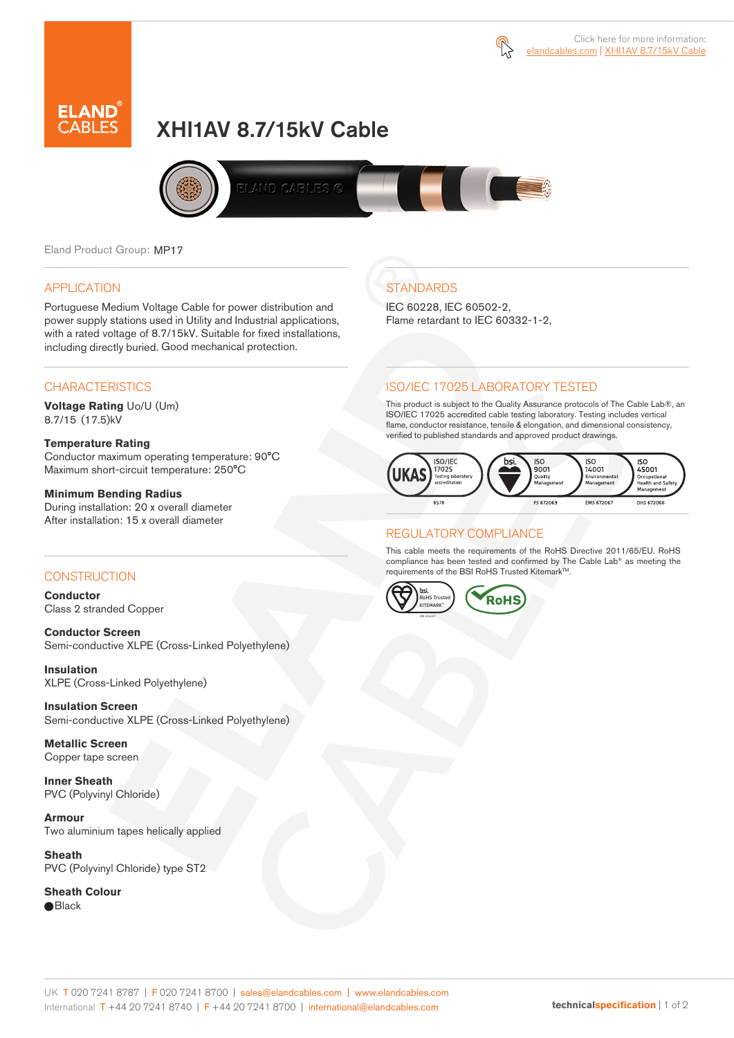Click here for more information: elandcables.com | XHI1AV 8.7/15kV Cable

# XHI1AV 8.7/15kV Cable

Eland Product Group: MP17

## APPLICATION

Portuguese Medium Voltage Cable for power distribution and power supply stations used in Utility and Industrial applications, with a rated voltage of 8.7/15kV. Suitable for fixed installations, including directly buried. Good mechanical protection.

## CHARACTERISTICS

**Voltage Rating** Uo/U (Um)
8.7/15 (17.5)kV

**Temperature Rating**
Conductor maximum operating temperature: 90°C
Maximum short-circuit temperature: 250°C

**Minimum Bending Radius**
During installation: 20 x overall diameter
After installation: 15 x overall diameter

## CONSTRUCTION

**Conductor**
Class 2 stranded Copper

**Conductor Screen**
Semi-conductive XLPE (Cross-Linked Polyethylene)

**Insulation**
XLPE (Cross-Linked Polyethylene)

**Insulation Screen**
Semi-conductive XLPE (Cross-Linked Polyethylene)

**Metallic Screen**
Copper tape screen

**Inner Sheath**
PVC (Polyvinyl Chloride)

**Armour**
Two aluminium tapes helically applied

**Sheath**
PVC (Polyvinyl Chloride) type ST2

**Sheath Colour**
● Black

## STANDARDS

IEC 60228, IEC 60502-2,
Flame retardant to IEC 60332-1-2,

## ISO/IEC 17025 LABORATORY TESTED

This product is subject to the Quality Assurance protocols of The Cable Lab®, an ISO/IEC 17025 accredited cable testing laboratory. Testing includes vertical flame, conductor resistance, tensile & elongation, and dimensional consistency, verified to published standards and approved product drawings.

UKAS ISO/IEC 17025 Testing laboratory accreditation 8578 | bsi. ISO 9001 Quality Management FS 672069 | ISO 14001 Environmental Management EMS 672067 | ISO 45001 Occupational Health and Safety Management OHS 672066

## REGULATORY COMPLIANCE

This cable meets the requirements of the RoHS Directive 2011/65/EU. RoHS compliance has been tested and confirmed by The Cable Lab® as meeting the requirements of the BSI RoHS Trusted Kitemark™.

bsi. RoHS Trusted KITEMARK™ | RoHS

UK T 020 7241 8787 | F 020 7241 8700 | sales@elandcables.com | www.elandcables.com
International T +44 20 7241 8740 | F +44 20 7241 8700 | international@elandcables.com

technicalspecification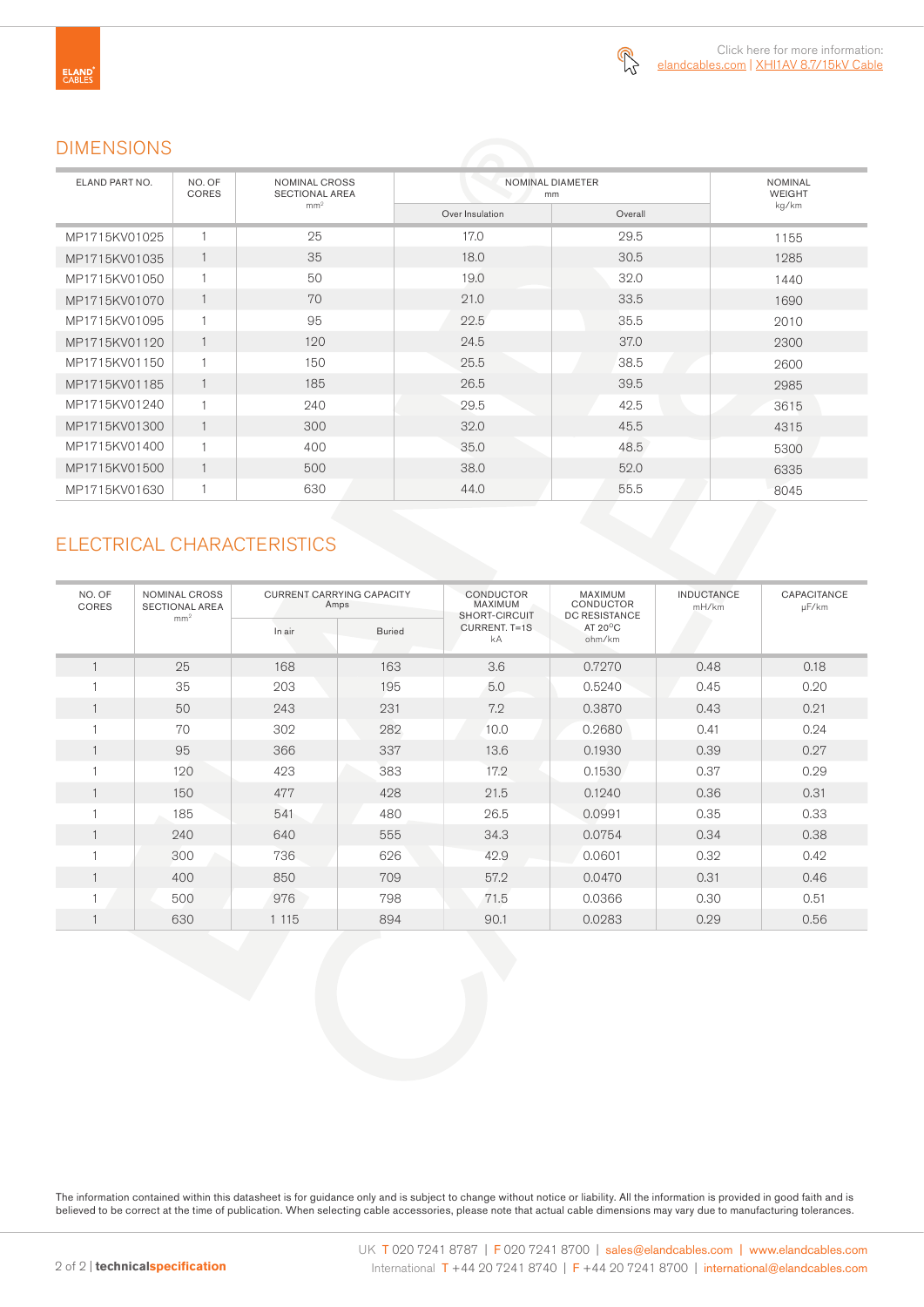Click here for more information:
elandcables.com | XHI1AV 8.7/15kV Cable

## DIMENSIONS

| ELAND PART NO. | NO. OF CORES | NOMINAL CROSS SECTIONAL AREA mm² | NOMINAL DIAMETER mm | | NOMINAL WEIGHT kg/km |
|---|---|---|---|---|---|
| | | | Over Insulation | Overall | |
| MP1715KV01025 | 1 | 25 | 17.0 | 29.5 | 1155 |
| MP1715KV01035 | 1 | 35 | 18.0 | 30.5 | 1285 |
| MP1715KV01050 | 1 | 50 | 19.0 | 32.0 | 1440 |
| MP1715KV01070 | 1 | 70 | 21.0 | 33.5 | 1690 |
| MP1715KV01095 | 1 | 95 | 22.5 | 35.5 | 2010 |
| MP1715KV01120 | 1 | 120 | 24.5 | 37.0 | 2300 |
| MP1715KV01150 | 1 | 150 | 25.5 | 38.5 | 2600 |
| MP1715KV01185 | 1 | 185 | 26.5 | 39.5 | 2985 |
| MP1715KV01240 | 1 | 240 | 29.5 | 42.5 | 3615 |
| MP1715KV01300 | 1 | 300 | 32.0 | 45.5 | 4315 |
| MP1715KV01400 | 1 | 400 | 35.0 | 48.5 | 5300 |
| MP1715KV01500 | 1 | 500 | 38.0 | 52.0 | 6335 |
| MP1715KV01630 | 1 | 630 | 44.0 | 55.5 | 8045 |

## ELECTRICAL CHARACTERISTICS

| NO. OF CORES | NOMINAL CROSS SECTIONAL AREA mm² | CURRENT CARRYING CAPACITY Amps | | CONDUCTOR MAXIMUM SHORT-CIRCUIT CURRENT. T=1S kA | MAXIMUM CONDUCTOR DC RESISTANCE AT 20°C ohm/km | INDUCTANCE mH/km | CAPACITANCE μF/km |
|---|---|---|---|---|---|---|---|
| | | In air | Buried | | | | |
| 1 | 25 | 168 | 163 | 3.6 | 0.7270 | 0.48 | 0.18 |
| 1 | 35 | 203 | 195 | 5.0 | 0.5240 | 0.45 | 0.20 |
| 1 | 50 | 243 | 231 | 7.2 | 0.3870 | 0.43 | 0.21 |
| 1 | 70 | 302 | 282 | 10.0 | 0.2680 | 0.41 | 0.24 |
| 1 | 95 | 366 | 337 | 13.6 | 0.1930 | 0.39 | 0.27 |
| 1 | 120 | 423 | 383 | 17.2 | 0.1530 | 0.37 | 0.29 |
| 1 | 150 | 477 | 428 | 21.5 | 0.1240 | 0.36 | 0.31 |
| 1 | 185 | 541 | 480 | 26.5 | 0.0991 | 0.35 | 0.33 |
| 1 | 240 | 640 | 555 | 34.3 | 0.0754 | 0.34 | 0.38 |
| 1 | 300 | 736 | 626 | 42.9 | 0.0601 | 0.32 | 0.42 |
| 1 | 400 | 850 | 709 | 57.2 | 0.0470 | 0.31 | 0.46 |
| 1 | 500 | 976 | 798 | 71.5 | 0.0366 | 0.30 | 0.51 |
| 1 | 630 | 1 115 | 894 | 90.1 | 0.0283 | 0.29 | 0.56 |

The information contained within this datasheet is for guidance only and is subject to change without notice or liability. All the information is provided in good faith and is believed to be correct at the time of publication. When selecting cable accessories, please note that actual cable dimensions may vary due to manufacturing tolerances.

UK T 020 7241 8787 | F 020 7241 8700 | sales@elandcables.com | www.elandcables.com
International T +44 20 7241 8740 | F +44 20 7241 8700 | international@elandcables.com